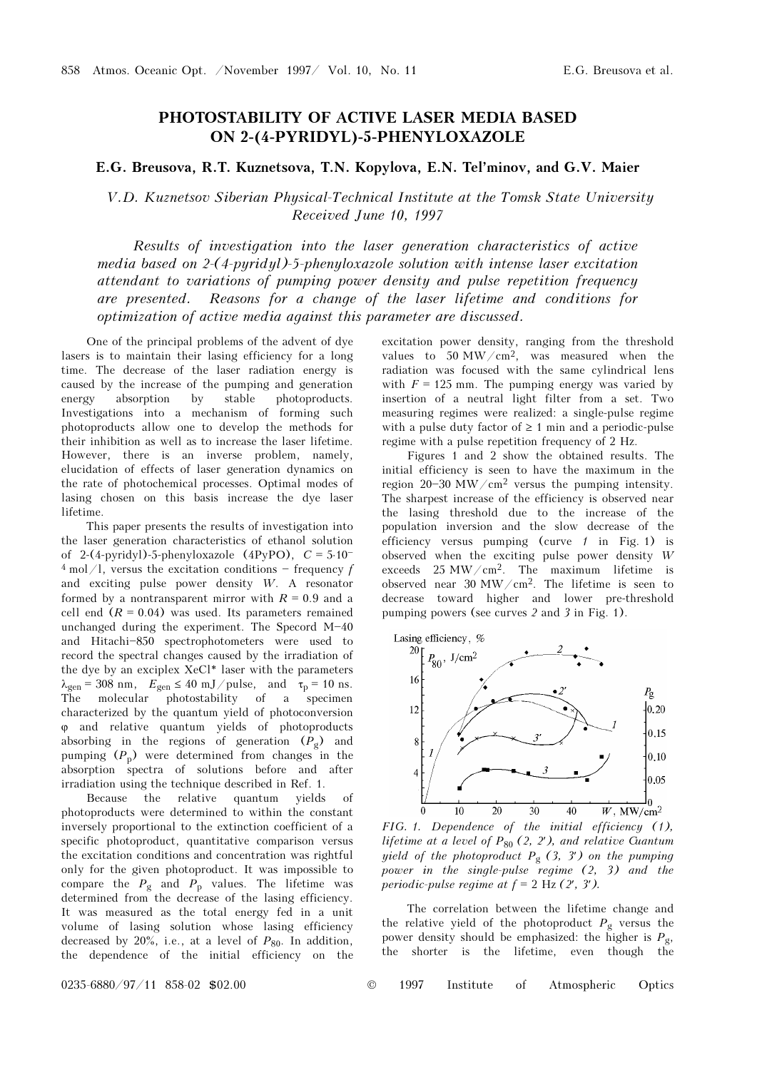# PHOTOSTABILITY OF ACTIVE LASER MEDIA BASED ON 2-(4-PYRIDYL)-5-PHENYLOXAZOLE

**E.G. Breusova, R.T. Kuznetsova, T.N. Kopylova, E.N. Tel'minov, and G.V. Maier**

*V.D. Kuznetsov Siberian Physical-Technical Institute at the Tomsk State University*
*Received June 10, 1997*

*Results of investigation into the laser generation characteristics of active media based on 2-(4-pyridyl)-5-phenyloxazole solution with intense laser excitation attendant to variations of pumping power density and pulse repetition frequency are presented. Reasons for a change of the laser lifetime and conditions for optimization of active media against this parameter are discussed.*

One of the principal problems of the advent of dye lasers is to maintain their lasing efficiency for a long time. The decrease of the laser radiation energy is caused by the increase of the pumping and generation energy absorption by stable photoproducts. Investigations into a mechanism of forming such photoproducts allow one to develop the methods for their inhibition as well as to increase the laser lifetime. However, there is an inverse problem, namely, elucidation of effects of laser generation dynamics on the rate of photochemical processes. Optimal modes of lasing chosen on this basis increase the dye laser lifetime.

This paper presents the results of investigation into the laser generation characteristics of ethanol solution of 2-(4-pyridyl)-5-phenyloxazole (4PyPO), $C = 5\cdot 10^{-4}$ mol/l, versus the excitation conditions – frequency $f$ and exciting pulse power density $W$. A resonator formed by a nontransparent mirror with $R = 0.9$ and a cell end ($R = 0.04$) was used. Its parameters remained unchanged during the experiment. The Specord M–40 and Hitachi–850 spectrophotometers were used to record the spectral changes caused by the irradiation of the dye by an exciplex XeCl* laser with the parameters $\lambda_{gen} = 308$ nm, $E_{gen} \le 40$ mJ/pulse, and $\tau_p = 10$ ns. The molecular photostability of a specimen characterized by the quantum yield of photoconversion $\varphi$ and relative quantum yields of photoproducts absorbing in the regions of generation ($P_g$) and pumping ($P_p$) were determined from changes in the absorption spectra of solutions before and after irradiation using the technique described in Ref. 1.

Because the relative quantum yields of photoproducts were determined to within the constant inversely proportional to the extinction coefficient of a specific photoproduct, quantitative comparison versus the excitation conditions and concentration was rightful only for the given photoproduct. It was impossible to compare the $P_g$ and $P_p$ values. The lifetime was determined from the decrease of the lasing efficiency. It was measured as the total energy fed in a unit volume of lasing solution whose lasing efficiency decreased by 20%, i.e., at a level of $P_{80}$. In addition, the dependence of the initial efficiency on the excitation power density, ranging from the threshold values to 50 MW/cm$^2$, was measured when the radiation was focused with the same cylindrical lens with $F = 125$ mm. The pumping energy was varied by insertion of a neutral light filter from a set. Two measuring regimes were realized: a single-pulse regime with a pulse duty factor of $\ge 1$ min and a periodic-pulse regime with a pulse repetition frequency of 2 Hz.

Figures 1 and 2 show the obtained results. The initial efficiency is seen to have the maximum in the region 20–30 MW/cm$^2$ versus the pumping intensity. The sharpest increase of the efficiency is observed near the lasing threshold due to the increase of the population inversion and the slow decrease of the efficiency versus pumping (curve *1* in Fig. 1) is observed when the exciting pulse power density $W$ exceeds 25 MW/cm$^2$. The maximum lifetime is observed near 30 MW/cm$^2$. The lifetime is seen to decrease toward higher and lower pre-threshold pumping powers (see curves *2* and *3* in Fig. 1).

*FIG. 1. Dependence of the initial efficiency (1), lifetime at a level of $P_{80}$ (2, 2′), and relative Guantum yield of the photoproduct $P_g$ (3, 3′) on the pumping power in the single-pulse regime (2, 3) and the periodic-pulse regime at $f = 2$ Hz (2′, 3′).*

The correlation between the lifetime change and the relative yield of the photoproduct $P_g$ versus the power density should be emphasized: the higher is $P_g$, the shorter is the lifetime, even though the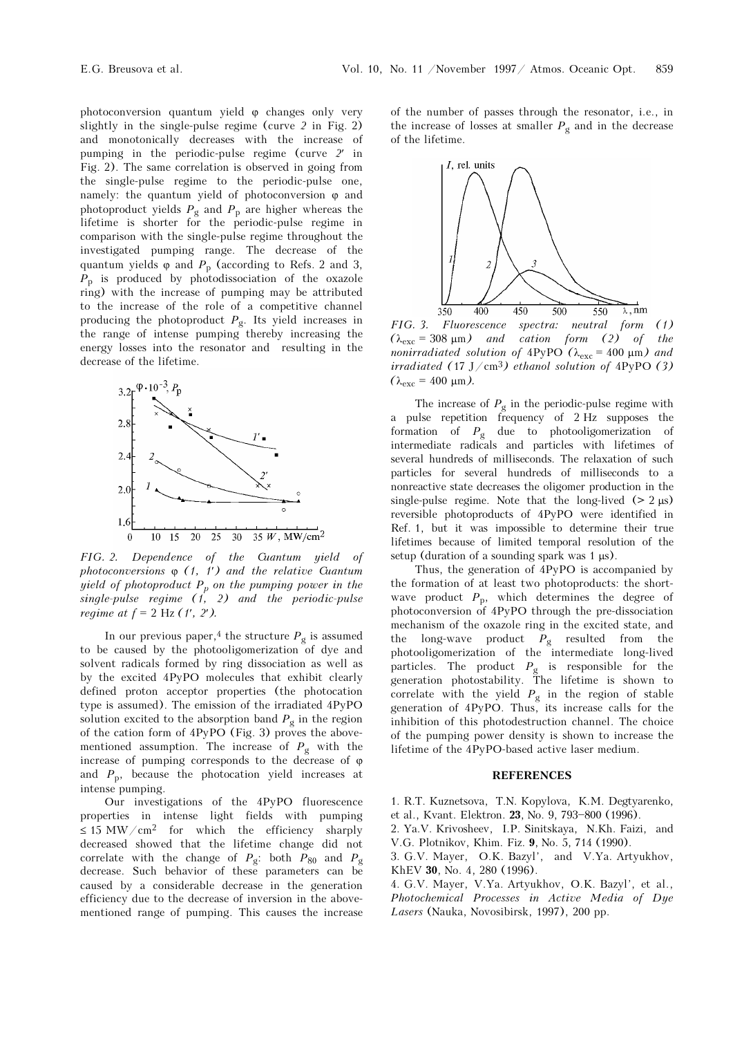photoconversion quantum yield φ changes only very slightly in the single-pulse regime (curve *2* in Fig. 2) and monotonically decreases with the increase of pumping in the periodic-pulse regime (curve *2′* in Fig. 2). The same correlation is observed in going from the single-pulse regime to the periodic-pulse one, namely: the quantum yield of photoconversion φ and photoproduct yields $P_g$ and $P_p$ are higher whereas the lifetime is shorter for the periodic-pulse regime in comparison with the single-pulse regime throughout the investigated pumping range. The decrease of the quantum yields φ and $P_p$ (according to Refs. 2 and 3, $P_p$ is produced by photodissociation of the oxazole ring) with the increase of pumping may be attributed to the increase of the role of a competitive channel producing the photoproduct $P_g$. Its yield increases in the range of intense pumping thereby increasing the energy losses into the resonator and resulting in the decrease of the lifetime.

$\varphi \cdot 10^{-3}$, $P_p$

3.2
2.8
2.4
2.0
1.6

1′
2
2′
1

0 10 15 20 25 30 35 $W$, MW/cm$^2$

*FIG. 2. Dependence of the Quantum yield of photoconversions φ (1, 1′) and the relative Quantum yield of photoproduct $P_p$ on the pumping power in the single-pulse regime (1, 2) and the periodic-pulse regime at $f$ = 2 Hz (1′, 2′).*

In our previous paper,[4] the structure $P_g$ is assumed to be caused by the photooligomerization of dye and solvent radicals formed by ring dissociation as well as by the excited 4PyPO molecules that exhibit clearly defined proton acceptor properties (the photocation type is assumed). The emission of the irradiated 4PyPO solution excited to the absorption band $P_g$ in the region of the cation form of 4PyPO (Fig. 3) proves the above-mentioned assumption. The increase of $P_g$ with the increase of pumping corresponds to the decrease of φ and $P_p$, because the photocation yield increases at intense pumping.

Our investigations of the 4PyPO fluorescence properties in intense light fields with pumping ≤ 15 MW/cm$^2$ for which the efficiency sharply decreased showed that the lifetime change did not correlate with the change of $P_g$: both $P_{80}$ and $P_g$ decrease. Such behavior of these parameters can be caused by a considerable decrease in the generation efficiency due to the decrease of inversion in the above-mentioned range of pumping. This causes the increase of the number of passes through the resonator, i.e., in the increase of losses at smaller $P_g$ and in the decrease of the lifetime.

$I$, rel. units

1
2
3

350 400 450 500 550 λ, nm

*FIG. 3. Fluorescence spectra: neutral form (1) ($\lambda_{exc}$ = 308 μm) and cation form (2) of the nonirradiated solution of 4PyPO ($\lambda_{exc}$ = 400 μm) and irradiated (17 J/cm$^3$) ethanol solution of 4PyPO (3) ($\lambda_{exc}$ = 400 μm).*

The increase of $P_g$ in the periodic-pulse regime with a pulse repetition frequency of 2 Hz supposes the formation of $P_g$ due to photooligomerization of intermediate radicals and particles with lifetimes of several hundreds of milliseconds. The relaxation of such particles for several hundreds of milliseconds to a nonreactive state decreases the oligomer production in the single-pulse regime. Note that the long-lived (> 2 μs) reversible photoproducts of 4PyPO were identified in Ref. 1, but it was impossible to determine their true lifetimes because of limited temporal resolution of the setup (duration of a sounding spark was 1 μs).

Thus, the generation of 4PyPO is accompanied by the formation of at least two photoproducts: the short-wave product $P_p$, which determines the degree of photoconversion of 4PyPO through the pre-dissociation mechanism of the oxazole ring in the excited state, and the long-wave product $P_g$ resulted from the photooligomerization of the intermediate long-lived particles. The product $P_g$ is responsible for the generation photostability. The lifetime is shown to correlate with the yield $P_g$ in the region of stable generation of 4PyPO. Thus, its increase calls for the inhibition of this photodestruction channel. The choice of the pumping power density is shown to increase the lifetime of the 4PyPO-based active laser medium.

## REFERENCES

1. R.T. Kuznetsova, T.N. Kopylova, K.M. Degtyarenko, et al., Kvant. Elektron. **23**, No. 9, 793–800 (1996).
2. Ya.V. Krivosheev, I.P. Sinitskaya, N.Kh. Faizi, and V.G. Plotnikov, Khim. Fiz. **9**, No. 5, 714 (1990).
3. G.V. Mayer, O.K. Bazyl', and V.Ya. Artyukhov, KhEV **30**, No. 4, 280 (1996).
4. G.V. Mayer, V.Ya. Artyukhov, O.K. Bazyl', et al., *Photochemical Processes in Active Media of Dye Lasers* (Nauka, Novosibirsk, 1997), 200 pp.